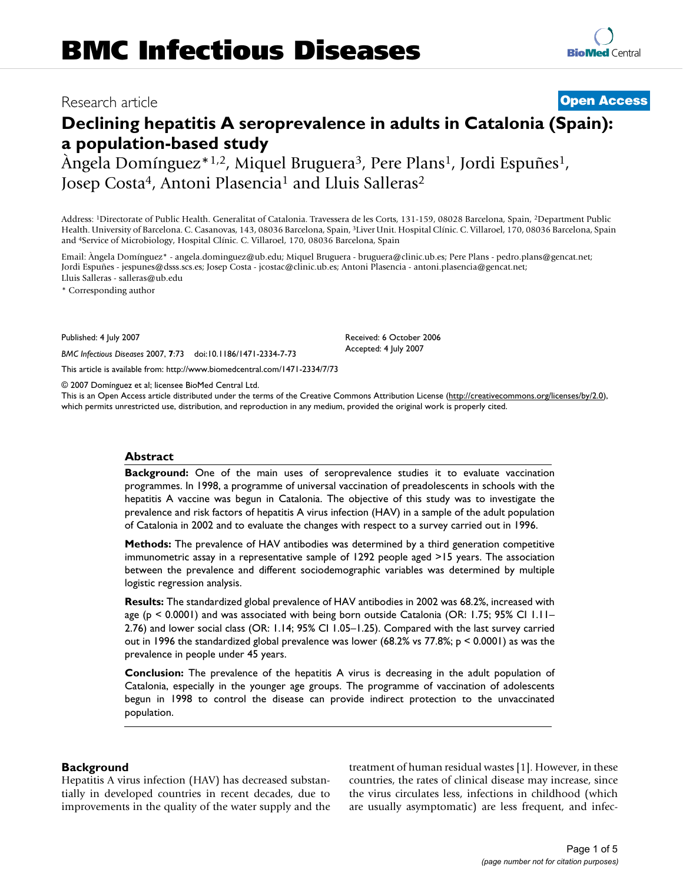# BMC Infectious Diseases

Research article **Open Access**

# Declining hepatitis A seroprevalence in adults in Catalonia (Spain): a population-based study

Àngela Domínguez*[1,2], Miquel Bruguera[3], Pere Plans[1], Jordi Espuñes[1], Josep Costa[4], Antoni Plasencia[1] and Lluis Salleras[2]

Address: [1]Directorate of Public Health. Generalitat of Catalonia. Travessera de les Corts, 131-159, 08028 Barcelona, Spain, [2]Department Public Health. University of Barcelona. C. Casanovas, 143, 08036 Barcelona, Spain, [3]Liver Unit. Hospital Clínic. C. Villaroel, 170, 08036 Barcelona, Spain and [4]Service of Microbiology, Hospital Clínic. C. Villaroel, 170, 08036 Barcelona, Spain

Email: Àngela Domínguez* - angela.dominguez@ub.edu; Miquel Bruguera - bruguera@clinic.ub.es; Pere Plans - pedro.plans@gencat.net; Jordi Espuñes - jespunes@dsss.scs.es; Josep Costa - jcostac@clinic.ub.es; Antoni Plasencia - antoni.plasencia@gencat.net; Lluis Salleras - salleras@ub.edu

\* Corresponding author

Published: 4 July 2007

*BMC Infectious Diseases* 2007, **7**:73 doi:10.1186/1471-2334-7-73

Received: 6 October 2006
Accepted: 4 July 2007

This article is available from: http://www.biomedcentral.com/1471-2334/7/73

© 2007 Domínguez et al; licensee BioMed Central Ltd.
This is an Open Access article distributed under the terms of the Creative Commons Attribution License (http://creativecommons.org/licenses/by/2.0), which permits unrestricted use, distribution, and reproduction in any medium, provided the original work is properly cited.

## Abstract

**Background:** One of the main uses of seroprevalence studies it to evaluate vaccination programmes. In 1998, a programme of universal vaccination of preadolescents in schools with the hepatitis A vaccine was begun in Catalonia. The objective of this study was to investigate the prevalence and risk factors of hepatitis A virus infection (HAV) in a sample of the adult population of Catalonia in 2002 and to evaluate the changes with respect to a survey carried out in 1996.

**Methods:** The prevalence of HAV antibodies was determined by a third generation competitive immunometric assay in a representative sample of 1292 people aged >15 years. The association between the prevalence and different sociodemographic variables was determined by multiple logistic regression analysis.

**Results:** The standardized global prevalence of HAV antibodies in 2002 was 68.2%, increased with age ($p < 0.0001$) and was associated with being born outside Catalonia (OR: 1.75; 95% CI 1.11–2.76) and lower social class (OR: 1.14; 95% CI 1.05–1.25). Compared with the last survey carried out in 1996 the standardized global prevalence was lower (68.2% vs 77.8%; $p < 0.0001$) as was the prevalence in people under 45 years.

**Conclusion:** The prevalence of the hepatitis A virus is decreasing in the adult population of Catalonia, especially in the younger age groups. The programme of vaccination of adolescents begun in 1998 to control the disease can provide indirect protection to the unvaccinated population.

## Background

Hepatitis A virus infection (HAV) has decreased substantially in developed countries in recent decades, due to improvements in the quality of the water supply and the treatment of human residual wastes [1]. However, in these countries, the rates of clinical disease may increase, since the virus circulates less, infections in childhood (which are usually asymptomatic) are less frequent, and infec-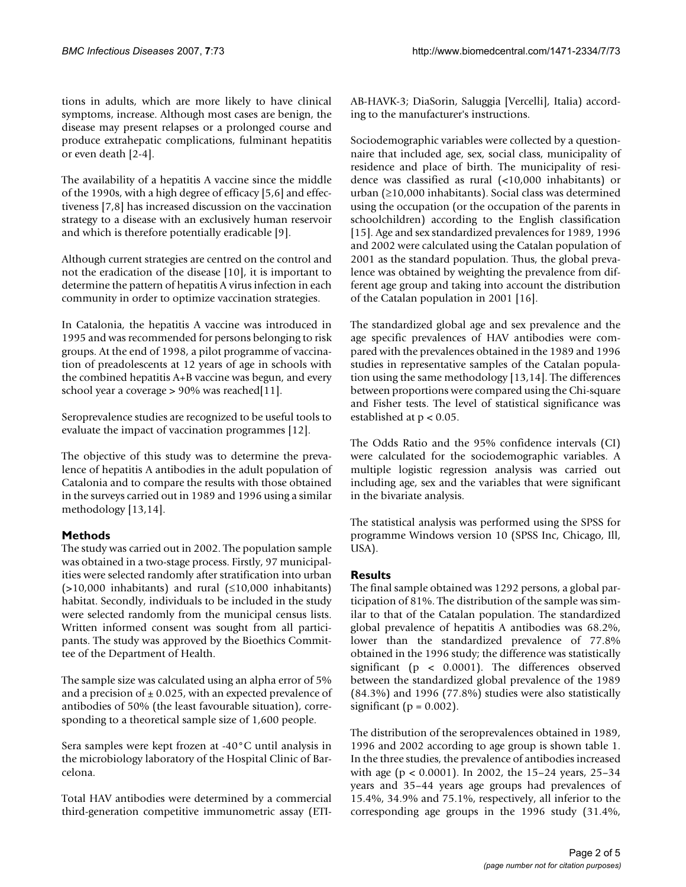tions in adults, which are more likely to have clinical symptoms, increase. Although most cases are benign, the disease may present relapses or a prolonged course and produce extrahepatic complications, fulminant hepatitis or even death [2-4].

The availability of a hepatitis A vaccine since the middle of the 1990s, with a high degree of efficacy [5,6] and effectiveness [7,8] has increased discussion on the vaccination strategy to a disease with an exclusively human reservoir and which is therefore potentially eradicable [9].

Although current strategies are centred on the control and not the eradication of the disease [10], it is important to determine the pattern of hepatitis A virus infection in each community in order to optimize vaccination strategies.

In Catalonia, the hepatitis A vaccine was introduced in 1995 and was recommended for persons belonging to risk groups. At the end of 1998, a pilot programme of vaccination of preadolescents at 12 years of age in schools with the combined hepatitis A+B vaccine was begun, and every school year a coverage > 90% was reached[11].

Seroprevalence studies are recognized to be useful tools to evaluate the impact of vaccination programmes [12].

The objective of this study was to determine the prevalence of hepatitis A antibodies in the adult population of Catalonia and to compare the results with those obtained in the surveys carried out in 1989 and 1996 using a similar methodology [13,14].

## Methods

The study was carried out in 2002. The population sample was obtained in a two-stage process. Firstly, 97 municipalities were selected randomly after stratification into urban (>10,000 inhabitants) and rural (≤10,000 inhabitants) habitat. Secondly, individuals to be included in the study were selected randomly from the municipal census lists. Written informed consent was sought from all participants. The study was approved by the Bioethics Committee of the Department of Health.

The sample size was calculated using an alpha error of 5% and a precision of ± 0.025, with an expected prevalence of antibodies of 50% (the least favourable situation), corresponding to a theoretical sample size of 1,600 people.

Sera samples were kept frozen at -40°C until analysis in the microbiology laboratory of the Hospital Clinic of Barcelona.

Total HAV antibodies were determined by a commercial third-generation competitive immunometric assay (ETI-AB-HAVK-3; DiaSorin, Saluggia [Vercelli], Italia) according to the manufacturer's instructions.

Sociodemographic variables were collected by a questionnaire that included age, sex, social class, municipality of residence and place of birth. The municipality of residence was classified as rural (<10,000 inhabitants) or urban (≥10,000 inhabitants). Social class was determined using the occupation (or the occupation of the parents in schoolchildren) according to the English classification [15]. Age and sex standardized prevalences for 1989, 1996 and 2002 were calculated using the Catalan population of 2001 as the standard population. Thus, the global prevalence was obtained by weighting the prevalence from different age group and taking into account the distribution of the Catalan population in 2001 [16].

The standardized global age and sex prevalence and the age specific prevalences of HAV antibodies were compared with the prevalences obtained in the 1989 and 1996 studies in representative samples of the Catalan population using the same methodology [13,14]. The differences between proportions were compared using the Chi-square and Fisher tests. The level of statistical significance was established at $p < 0.05$.

The Odds Ratio and the 95% confidence intervals (CI) were calculated for the sociodemographic variables. A multiple logistic regression analysis was carried out including age, sex and the variables that were significant in the bivariate analysis.

The statistical analysis was performed using the SPSS for programme Windows version 10 (SPSS Inc, Chicago, Ill, USA).

## Results

The final sample obtained was 1292 persons, a global participation of 81%. The distribution of the sample was similar to that of the Catalan population. The standardized global prevalence of hepatitis A antibodies was 68.2%, lower than the standardized prevalence of 77.8% obtained in the 1996 study; the difference was statistically significant ($p < 0.0001$). The differences observed between the standardized global prevalence of the 1989 (84.3%) and 1996 (77.8%) studies were also statistically significant ($p = 0.002$).

The distribution of the seroprevalences obtained in 1989, 1996 and 2002 according to age group is shown table 1. In the three studies, the prevalence of antibodies increased with age ($p < 0.0001$). In 2002, the 15–24 years, 25–34 years and 35–44 years age groups had prevalences of 15.4%, 34.9% and 75.1%, respectively, all inferior to the corresponding age groups in the 1996 study (31.4%,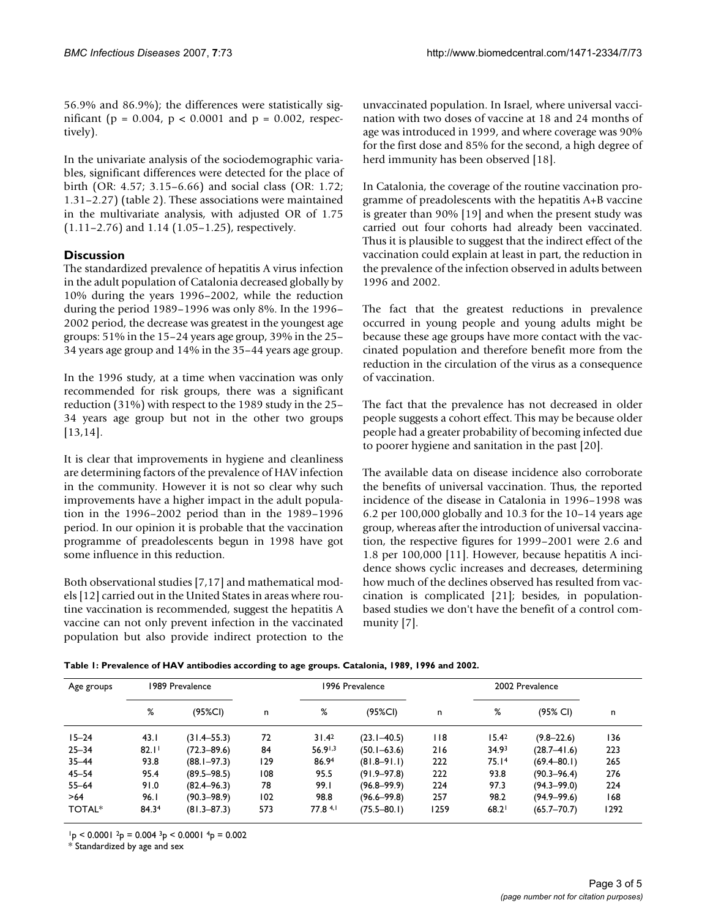56.9% and 86.9%); the differences were statistically significant ($p = 0.004$, $p < 0.0001$ and $p = 0.002$, respectively).

In the univariate analysis of the sociodemographic variables, significant differences were detected for the place of birth (OR: 4.57; 3.15–6.66) and social class (OR: 1.72; 1.31–2.27) (table 2). These associations were maintained in the multivariate analysis, with adjusted OR of 1.75 (1.11–2.76) and 1.14 (1.05–1.25), respectively.

## Discussion

The standardized prevalence of hepatitis A virus infection in the adult population of Catalonia decreased globally by 10% during the years 1996–2002, while the reduction during the period 1989–1996 was only 8%. In the 1996–2002 period, the decrease was greatest in the youngest age groups: 51% in the 15–24 years age group, 39% in the 25–34 years age group and 14% in the 35–44 years age group.

In the 1996 study, at a time when vaccination was only recommended for risk groups, there was a significant reduction (31%) with respect to the 1989 study in the 25–34 years age group but not in the other two groups [13,14].

It is clear that improvements in hygiene and cleanliness are determining factors of the prevalence of HAV infection in the community. However it is not so clear why such improvements have a higher impact in the adult population in the 1996–2002 period than in the 1989–1996 period. In our opinion it is probable that the vaccination programme of preadolescents begun in 1998 have got some influence in this reduction.

Both observational studies [7,17] and mathematical models [12] carried out in the United States in areas where routine vaccination is recommended, suggest the hepatitis A vaccine can not only prevent infection in the vaccinated population but also provide indirect protection to the unvaccinated population. In Israel, where universal vaccination with two doses of vaccine at 18 and 24 months of age was introduced in 1999, and where coverage was 90% for the first dose and 85% for the second, a high degree of herd immunity has been observed [18].

In Catalonia, the coverage of the routine vaccination programme of preadolescents with the hepatitis A+B vaccine is greater than 90% [19] and when the present study was carried out four cohorts had already been vaccinated. Thus it is plausible to suggest that the indirect effect of the vaccination could explain at least in part, the reduction in the prevalence of the infection observed in adults between 1996 and 2002.

The fact that the greatest reductions in prevalence occurred in young people and young adults might be because these age groups have more contact with the vaccinated population and therefore benefit more from the reduction in the circulation of the virus as a consequence of vaccination.

The fact that the prevalence has not decreased in older people suggests a cohort effect. This may be because older people had a greater probability of becoming infected due to poorer hygiene and sanitation in the past [20].

The available data on disease incidence also corroborate the benefits of universal vaccination. Thus, the reported incidence of the disease in Catalonia in 1996–1998 was 6.2 per 100,000 globally and 10.3 for the 10–14 years age group, whereas after the introduction of universal vaccination, the respective figures for 1999–2001 were 2.6 and 1.8 per 100,000 [11]. However, because hepatitis A incidence shows cyclic increases and decreases, determining how much of the declines observed has resulted from vaccination is complicated [21]; besides, in population-based studies we don't have the benefit of a control community [7].

**Table 1: Prevalence of HAV antibodies according to age groups. Catalonia, 1989, 1996 and 2002.**

| Age groups | 1989 Prevalence | | | 1996 Prevalence | | | 2002 Prevalence | | |
|---|---|---|---|---|---|---|---|---|---|
| | % | (95%CI) | n | % | (95%CI) | n | % | (95% CI) | n |
| 15–24 | 43.1 | (31.4–55.3) | 72 | 31.4[2] | (23.1–40.5) | 118 | 15.4[2] | (9.8–22.6) | 136 |
| 25–34 | 82.1[1] | (72.3–89.6) | 84 | 56.9[1,3] | (50.1–63.6) | 216 | 34.9[3] | (28.7–41.6) | 223 |
| 35–44 | 93.8 | (88.1–97.3) | 129 | 86.9[4] | (81.8–91.1) | 222 | 75.1[4] | (69.4–80.1) | 265 |
| 45–54 | 95.4 | (89.5–98.5) | 108 | 95.5 | (91.9–97.8) | 222 | 93.8 | (90.3–96.4) | 276 |
| 55–64 | 91.0 | (82.4–96.3) | 78 | 99.1 | (96.8–99.9) | 224 | 97.3 | (94.3–99.0) | 224 |
| >64 | 96.1 | (90.3–98.9) | 102 | 98.8 | (96.6–99.8) | 257 | 98.2 | (94.9–99.6) | 168 |
| TOTAL* | 84.3[4] | (81.3–87.3) | 573 | 77.8 [4,1] | (75.5–80.1) | 1259 | 68.2[1] | (65.7–70.7) | 1292 |

[1]$p < 0.0001$ [2]$p = 0.004$ [3]$p < 0.0001$ [4]$p = 0.002$

* Standardized by age and sex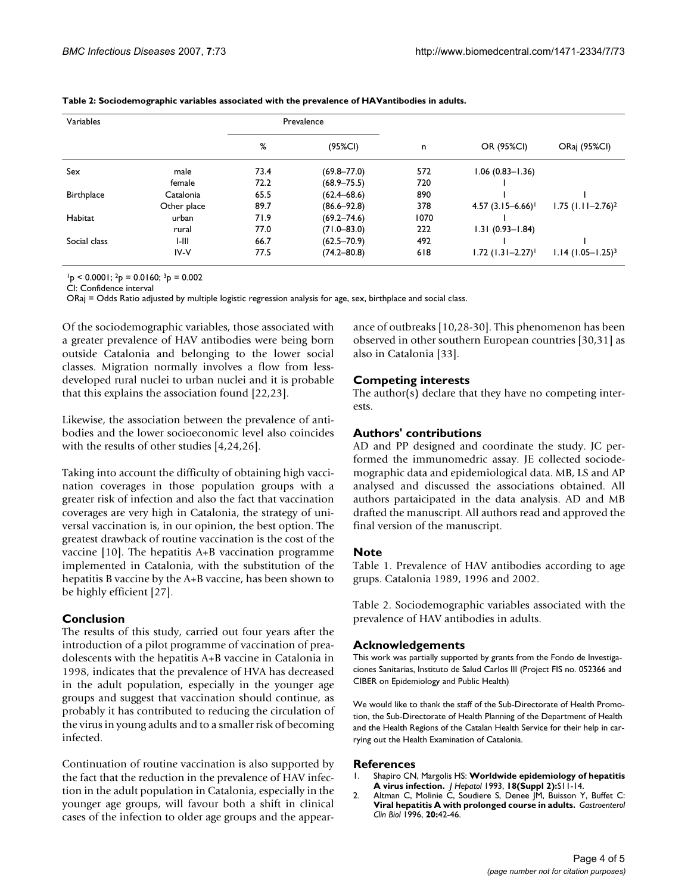**Table 2: Sociodemographic variables associated with the prevalence of HAVantibodies in adults.**

| Variables | | Prevalence | | | | |
|---|---|---|---|---|---|---|
| | | % | (95%CI) | n | OR (95%CI) | ORaj (95%CI) |
| Sex | male | 73.4 | (69.8–77.0) | 572 | 1.06 (0.83–1.36) | |
| | female | 72.2 | (68.9–75.5) | 720 | 1 | |
| Birthplace | Catalonia | 65.5 | (62.4–68.6) | 890 | 1 | 1 |
| | Other place | 89.7 | (86.6–92.8) | 378 | 4.57 (3.15–6.66)[1] | 1.75 (1.11–2.76)[2] |
| Habitat | urban | 71.9 | (69.2–74.6) | 1070 | 1 | |
| | rural | 77.0 | (71.0–83.0) | 222 | 1.31 (0.93–1.84) | |
| Social class | I-III | 66.7 | (62.5–70.9) | 492 | 1 | 1 |
| | IV-V | 77.5 | (74.2–80.8) | 618 | 1.72 (1.31–2.27)[1] | 1.14 (1.05–1.25)[3] |

[1]$p < 0.0001$; [2]$p = 0.0160$; [3]$p = 0.002$

CI: Confidence interval

ORaj = Odds Ratio adjusted by multiple logistic regression analysis for age, sex, birthplace and social class.

Of the sociodemographic variables, those associated with a greater prevalence of HAV antibodies were being born outside Catalonia and belonging to the lower social classes. Migration normally involves a flow from less-developed rural nuclei to urban nuclei and it is probable that this explains the association found [22,23].

Likewise, the association between the prevalence of antibodies and the lower socioeconomic level also coincides with the results of other studies [4,24,26].

Taking into account the difficulty of obtaining high vaccination coverages in those population groups with a greater risk of infection and also the fact that vaccination coverages are very high in Catalonia, the strategy of universal vaccination is, in our opinion, the best option. The greatest drawback of routine vaccination is the cost of the vaccine [10]. The hepatitis A+B vaccination programme implemented in Catalonia, with the substitution of the hepatitis B vaccine by the A+B vaccine, has been shown to be highly efficient [27].

## Conclusion

The results of this study, carried out four years after the introduction of a pilot programme of vaccination of preadolescents with the hepatitis A+B vaccine in Catalonia in 1998, indicates that the prevalence of HVA has decreased in the adult population, especially in the younger age groups and suggest that vaccination should continue, as probably it has contributed to reducing the circulation of the virus in young adults and to a smaller risk of becoming infected.

Continuation of routine vaccination is also supported by the fact that the reduction in the prevalence of HAV infection in the adult population in Catalonia, especially in the younger age groups, will favour both a shift in clinical cases of the infection to older age groups and the appearance of outbreaks [10,28-30]. This phenomenon has been observed in other southern European countries [30,31] as also in Catalonia [33].

## Competing interests

The author(s) declare that they have no competing interests.

## Authors' contributions

AD and PP designed and coordinate the study. JC performed the immunomedric assay. JE collected sociodemographic data and epidemiological data. MB, LS and AP analysed and discussed the associations obtained. All authors partaicipated in the data analysis. AD and MB drafted the manuscript. All authors read and approved the final version of the manuscript.

## Note

Table 1. Prevalence of HAV antibodies according to age grups. Catalonia 1989, 1996 and 2002.

Table 2. Sociodemographic variables associated with the prevalence of HAV antibodies in adults.

## Acknowledgements

This work was partially supported by grants from the Fondo de Investigaciones Sanitarias, Instituto de Salud Carlos III (Project FIS no. 052366 and CIBER on Epidemiology and Public Health)

We would like to thank the staff of the Sub-Directorate of Health Promotion, the Sub-Directorate of Health Planning of the Department of Health and the Health Regions of the Catalan Health Service for their help in carrying out the Health Examination of Catalonia.

## References

1. Shapiro CN, Margolis HS: **Worldwide epidemiology of hepatitis A virus infection.** *J Hepatol* 1993, **18(Suppl 2):**S11-14.
2. Altman C, Molinie C, Soudiere S, Denee JM, Buisson Y, Buffet C: **Viral hepatitis A with prolonged course in adults.** *Gastroenterol Clin Biol* 1996, **20:**42-46.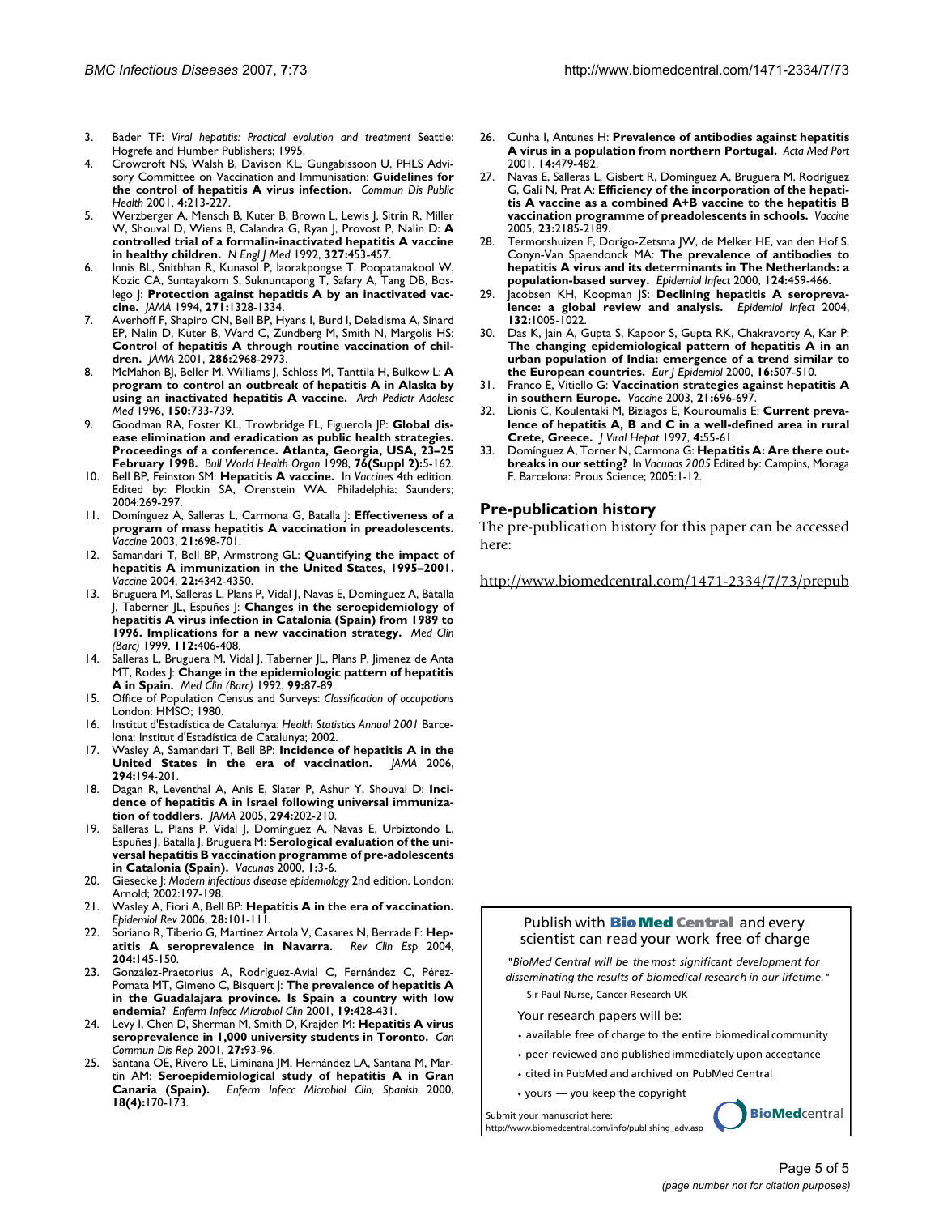3. Bader TF: *Viral hepatitis: Practical evolution and treatment* Seattle: Hogrefe and Humber Publishers; 1995.
4. Crowcroft NS, Walsh B, Davison KL, Gungabissoon U, PHLS Advisory Committee on Vaccination and Immunisation: **Guidelines for the control of hepatitis A virus infection.** *Commun Dis Public Health* 2001, **4:**213-227.
5. Werzberger A, Mensch B, Kuter B, Brown L, Lewis J, Sitrin R, Miller W, Shouval D, Wiens B, Calandra G, Ryan J, Provost P, Nalin D: **A controlled trial of a formalin-inactivated hepatitis A vaccine in healthy children.** *N Engl J Med* 1992, **327:**453-457.
6. Innis BL, Snitbhan R, Kunasol P, Iaorakpongse T, Poopatanakool W, Kozic CA, Suntayakorn S, Suknuntapong T, Safary A, Tang DB, Boslego J: **Protection against hepatitis A by an inactivated vaccine.** *JAMA* 1994, **271:**1328-1334.
7. Averhoff F, Shapiro CN, Bell BP, Hyans I, Burd I, Deladisma A, Sinard EP, Nalin D, Kuter B, Ward C, Zundberg M, Smith N, Margolis HS: **Control of hepatitis A through routine vaccination of children.** *JAMA* 2001, **286:**2968-2973.
8. McMahon BJ, Beller M, Williams J, Schloss M, Tanttila H, Bulkow L: **A program to control an outbreak of hepatitis A in Alaska by using an inactivated hepatitis A vaccine.** *Arch Pediatr Adolesc Med* 1996, **150:**733-739.
9. Goodman RA, Foster KL, Trowbridge FL, Figuerola JP: **Global disease elimination and eradication as public health strategies. Proceedings of a conference. Atlanta, Georgia, USA, 23–25 February 1998.** *Bull World Health Organ* 1998, **76(Suppl 2):**5-162.
10. Bell BP, Feinston SM: **Hepatitis A vaccine.** In *Vaccines* 4th edition. Edited by: Plotkin SA, Orenstein WA. Philadelphia: Saunders; 2004:269-297.
11. Domínguez A, Salleras L, Carmona G, Batalla J: **Effectiveness of a program of mass hepatitis A vaccination in preadolescents.** *Vaccine* 2003, **21:**698-701.
12. Samandari T, Bell BP, Armstrong GL: **Quantifying the impact of hepatitis A immunization in the United States, 1995–2001.** *Vaccine* 2004, **22:**4342-4350.
13. Bruguera M, Salleras L, Plans P, Vidal J, Navas E, Domínguez A, Batalla J, Taberner JL, Espuñes J: **Changes in the seroepidemiology of hepatitis A virus infection in Catalonia (Spain) from 1989 to 1996. Implications for a new vaccination strategy.** *Med Clin (Barc)* 1999, **112:**406-408.
14. Salleras L, Bruguera M, Vidal J, Taberner JL, Plans P, Jimenez de Anta MT, Rodes J: **Change in the epidemiologic pattern of hepatitis A in Spain.** *Med Clin (Barc)* 1992, **99:**87-89.
15. Office of Population Census and Surveys: *Classification of occupations* London: HMSO; 1980.
16. Institut d'Estadística de Catalunya: *Health Statistics Annual 2001* Barcelona: Institut d'Estadística de Catalunya; 2002.
17. Wasley A, Samandari T, Bell BP: **Incidence of hepatitis A in the United States in the era of vaccination.** *JAMA* 2006, **294:**194-201.
18. Dagan R, Leventhal A, Anis E, Slater P, Ashur Y, Shouval D: **Incidence of hepatitis A in Israel following universal immunization of toddlers.** *JAMA* 2005, **294:**202-210.
19. Salleras L, Plans P, Vidal J, Domínguez A, Navas E, Urbiztondo L, Espuñes J, Batalla J, Bruguera M: **Serological evaluation of the universal hepatitis B vaccination programme of pre-adolescents in Catalonia (Spain).** *Vacunas* 2000, **1:**3-6.
20. Giesecke J: *Modern infectious disease epidemiology* 2nd edition. London: Arnold; 2002:197-198.
21. Wasley A, Fiori A, Bell BP: **Hepatitis A in the era of vaccination.** *Epidemiol Rev* 2006, **28:**101-111.
22. Soriano R, Tiberio G, Martinez Artola V, Casares N, Berrade F: **Hepatitis A seroprevalence in Navarra.** *Rev Clin Esp* 2004, **204:**145-150.
23. González-Praetorius A, Rodríguez-Avial C, Fernández C, Pérez-Pomata MT, Gimeno C, Bisquert J: **The prevalence of hepatitis A in the Guadalajara province. Is Spain a country with low endemia?** *Enferm Infecc Microbiol Clin* 2001, **19:**428-431.
24. Levy I, Chen D, Sherman M, Smith D, Krajden M: **Hepatitis A virus seroprevalence in 1,000 university students in Toronto.** *Can Commun Dis Rep* 2001, **27:**93-96.
25. Santana OE, Rivero LE, Liminana JM, Hernández LA, Santana M, Martin AM: **Seroepidemiological study of hepatitis A in Gran Canaria (Spain).** *Enferm Infecc Microbiol Clin, Spanish* 2000, **18(4):**170-173.
26. Cunha I, Antunes H: **Prevalence of antibodies against hepatitis A virus in a population from northern Portugal.** *Acta Med Port* 2001, **14:**479-482.
27. Navas E, Salleras L, Gisbert R, Domínguez A, Bruguera M, Rodríguez G, Gali N, Prat A: **Efficiency of the incorporation of the hepatitis A vaccine as a combined A+B vaccine to the hepatitis B vaccination programme of preadolescents in schools.** *Vaccine* 2005, **23:**2185-2189.
28. Termorshuizen F, Dorigo-Zetsma JW, de Melker HE, van den Hof S, Conyn-Van Spaendonck MA: **The prevalence of antibodies to hepatitis A virus and its determinants in The Netherlands: a population-based survey.** *Epidemiol Infect* 2000, **124:**459-466.
29. Jacobsen KH, Koopman JS: **Declining hepatitis A seroprevalence: a global review and analysis.** *Epidemiol Infect* 2004, **132:**1005-1022.
30. Das K, Jain A, Gupta S, Kapoor S, Gupta RK, Chakravorty A, Kar P: **The changing epidemiological pattern of hepatitis A in an urban population of India: emergence of a trend similar to the European countries.** *Eur J Epidemiol* 2000, **16:**507-510.
31. Franco E, Vitiello G: **Vaccination strategies against hepatitis A in southern Europe.** *Vaccine* 2003, **21:**696-697.
32. Lionis C, Koulentaki M, Biziagos E, Kouroumalis E: **Current prevalence of hepatitis A, B and C in a well-defined area in rural Crete, Greece.** *J Viral Hepat* 1997, **4:**55-61.
33. Domínguez A, Torner N, Carmona G: **Hepatitis A: Are there outbreaks in our setting?** In *Vacunas 2005* Edited by: Campins, Moraga F. Barcelona: Prous Science; 2005:1-12.

## Pre-publication history

The pre-publication history for this paper can be accessed here:

http://www.biomedcentral.com/1471-2334/7/73/prepub

Publish with **BioMed Central** and every scientist can read your work free of charge

*"BioMed Central will be the most significant development for disseminating the results of biomedical research in our lifetime."*

Sir Paul Nurse, Cancer Research UK

Your research papers will be:

- available free of charge to the entire biomedical community
- peer reviewed and published immediately upon acceptance
- cited in PubMed and archived on PubMed Central
- yours — you keep the copyright

Submit your manuscript here:
http://www.biomedcentral.com/info/publishing_adv.asp

BioMedcentral